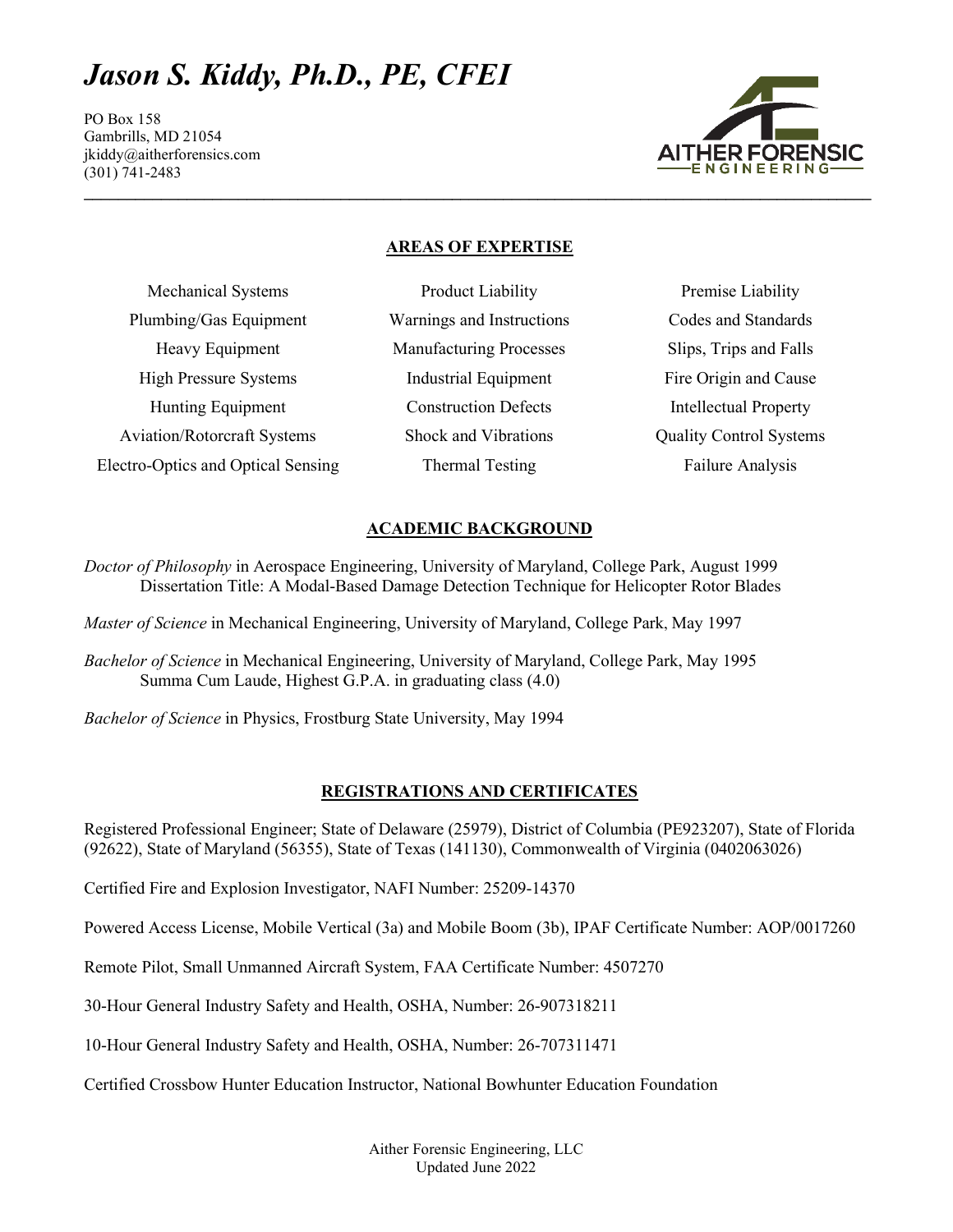# *Jason S. Kiddy, Ph.D., PE, CFEI*

PO Box 158
Gambrills, MD 21054
jkiddy@aitherforensics.com
(301) 741-2483

AITHER FORENSIC ENGINEERING

## AREAS OF EXPERTISE

| | | |
|---|---|---|
| Mechanical Systems | Product Liability | Premise Liability |
| Plumbing/Gas Equipment | Warnings and Instructions | Codes and Standards |
| Heavy Equipment | Manufacturing Processes | Slips, Trips and Falls |
| High Pressure Systems | Industrial Equipment | Fire Origin and Cause |
| Hunting Equipment | Construction Defects | Intellectual Property |
| Aviation/Rotorcraft Systems | Shock and Vibrations | Quality Control Systems |
| Electro-Optics and Optical Sensing | Thermal Testing | Failure Analysis |

## ACADEMIC BACKGROUND

*Doctor of Philosophy* in Aerospace Engineering, University of Maryland, College Park, August 1999
Dissertation Title: A Modal-Based Damage Detection Technique for Helicopter Rotor Blades

*Master of Science* in Mechanical Engineering, University of Maryland, College Park, May 1997

*Bachelor of Science* in Mechanical Engineering, University of Maryland, College Park, May 1995
Summa Cum Laude, Highest G.P.A. in graduating class (4.0)

*Bachelor of Science* in Physics, Frostburg State University, May 1994

## REGISTRATIONS AND CERTIFICATES

Registered Professional Engineer; State of Delaware (25979), District of Columbia (PE923207), State of Florida (92622), State of Maryland (56355), State of Texas (141130), Commonwealth of Virginia (0402063026)

Certified Fire and Explosion Investigator, NAFI Number: 25209-14370

Powered Access License, Mobile Vertical (3a) and Mobile Boom (3b), IPAF Certificate Number: AOP/0017260

Remote Pilot, Small Unmanned Aircraft System, FAA Certificate Number: 4507270

30-Hour General Industry Safety and Health, OSHA, Number: 26-907318211

10-Hour General Industry Safety and Health, OSHA, Number: 26-707311471

Certified Crossbow Hunter Education Instructor, National Bowhunter Education Foundation

Aither Forensic Engineering, LLC
Updated June 2022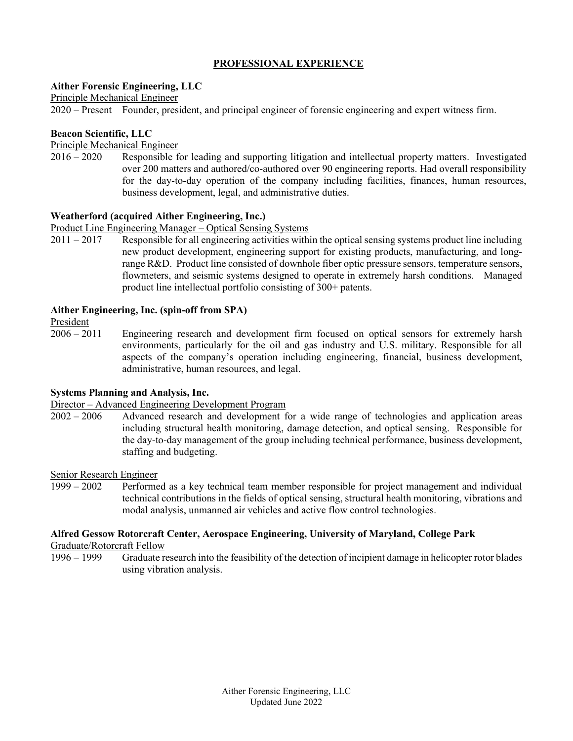## PROFESSIONAL EXPERIENCE

**Aither Forensic Engineering, LLC**
Principle Mechanical Engineer
2020 – Present  Founder, president, and principal engineer of forensic engineering and expert witness firm.

**Beacon Scientific, LLC**
Principle Mechanical Engineer
2016 – 2020  Responsible for leading and supporting litigation and intellectual property matters. Investigated over 200 matters and authored/co-authored over 90 engineering reports. Had overall responsibility for the day-to-day operation of the company including facilities, finances, human resources, business development, legal, and administrative duties.

**Weatherford (acquired Aither Engineering, Inc.)**
Product Line Engineering Manager – Optical Sensing Systems
2011 – 2017  Responsible for all engineering activities within the optical sensing systems product line including new product development, engineering support for existing products, manufacturing, and long-range R&D. Product line consisted of downhole fiber optic pressure sensors, temperature sensors, flowmeters, and seismic systems designed to operate in extremely harsh conditions. Managed product line intellectual portfolio consisting of 300+ patents.

**Aither Engineering, Inc. (spin-off from SPA)**
President
2006 – 2011  Engineering research and development firm focused on optical sensors for extremely harsh environments, particularly for the oil and gas industry and U.S. military. Responsible for all aspects of the company's operation including engineering, financial, business development, administrative, human resources, and legal.

**Systems Planning and Analysis, Inc.**
Director – Advanced Engineering Development Program
2002 – 2006  Advanced research and development for a wide range of technologies and application areas including structural health monitoring, damage detection, and optical sensing. Responsible for the day-to-day management of the group including technical performance, business development, staffing and budgeting.

Senior Research Engineer
1999 – 2002  Performed as a key technical team member responsible for project management and individual technical contributions in the fields of optical sensing, structural health monitoring, vibrations and modal analysis, unmanned air vehicles and active flow control technologies.

**Alfred Gessow Rotorcraft Center, Aerospace Engineering, University of Maryland, College Park**
Graduate/Rotorcraft Fellow
1996 – 1999  Graduate research into the feasibility of the detection of incipient damage in helicopter rotor blades using vibration analysis.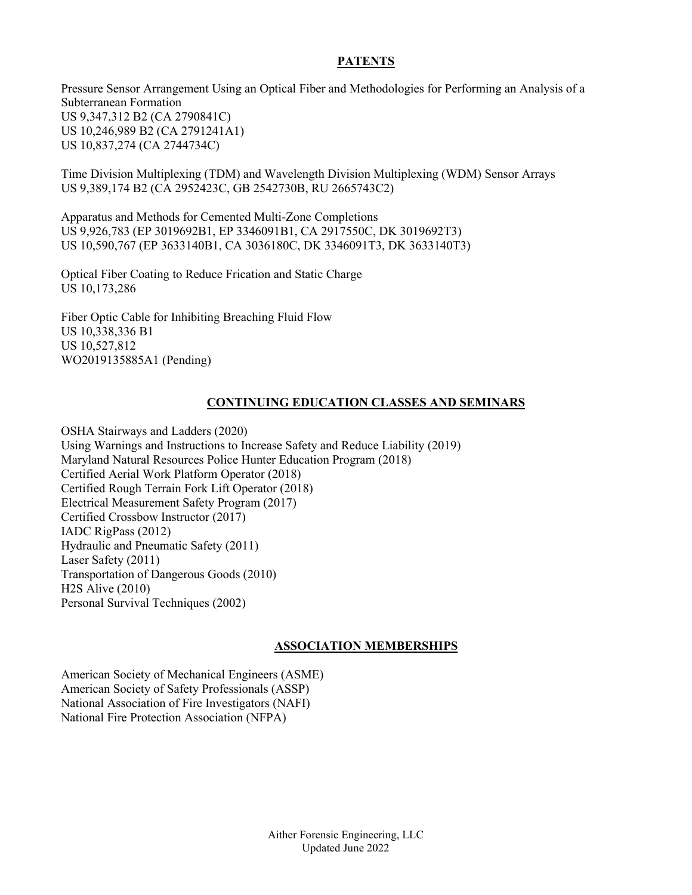## PATENTS

Pressure Sensor Arrangement Using an Optical Fiber and Methodologies for Performing an Analysis of a Subterranean Formation
US 9,347,312 B2 (CA 2790841C)
US 10,246,989 B2 (CA 2791241A1)
US 10,837,274 (CA 2744734C)

Time Division Multiplexing (TDM) and Wavelength Division Multiplexing (WDM) Sensor Arrays
US 9,389,174 B2 (CA 2952423C, GB 2542730B, RU 2665743C2)

Apparatus and Methods for Cemented Multi-Zone Completions
US 9,926,783 (EP 3019692B1, EP 3346091B1, CA 2917550C, DK 3019692T3)
US 10,590,767 (EP 3633140B1, CA 3036180C, DK 3346091T3, DK 3633140T3)

Optical Fiber Coating to Reduce Frication and Static Charge
US 10,173,286

Fiber Optic Cable for Inhibiting Breaching Fluid Flow
US 10,338,336 B1
US 10,527,812
WO2019135885A1 (Pending)

## CONTINUING EDUCATION CLASSES AND SEMINARS

OSHA Stairways and Ladders (2020)
Using Warnings and Instructions to Increase Safety and Reduce Liability (2019)
Maryland Natural Resources Police Hunter Education Program (2018)
Certified Aerial Work Platform Operator (2018)
Certified Rough Terrain Fork Lift Operator (2018)
Electrical Measurement Safety Program (2017)
Certified Crossbow Instructor (2017)
IADC RigPass (2012)
Hydraulic and Pneumatic Safety (2011)
Laser Safety (2011)
Transportation of Dangerous Goods (2010)
H2S Alive (2010)
Personal Survival Techniques (2002)

## ASSOCIATION MEMBERSHIPS

American Society of Mechanical Engineers (ASME)
American Society of Safety Professionals (ASSP)
National Association of Fire Investigators (NAFI)
National Fire Protection Association (NFPA)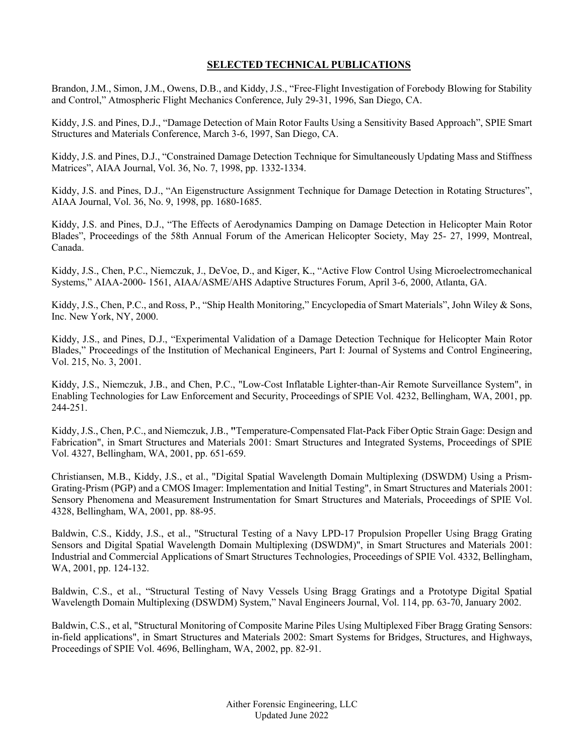## SELECTED TECHNICAL PUBLICATIONS

Brandon, J.M., Simon, J.M., Owens, D.B., and Kiddy, J.S., "Free-Flight Investigation of Forebody Blowing for Stability and Control," Atmospheric Flight Mechanics Conference, July 29-31, 1996, San Diego, CA.

Kiddy, J.S. and Pines, D.J., "Damage Detection of Main Rotor Faults Using a Sensitivity Based Approach", SPIE Smart Structures and Materials Conference, March 3-6, 1997, San Diego, CA.

Kiddy, J.S. and Pines, D.J., "Constrained Damage Detection Technique for Simultaneously Updating Mass and Stiffness Matrices", AIAA Journal, Vol. 36, No. 7, 1998, pp. 1332-1334.

Kiddy, J.S. and Pines, D.J., "An Eigenstructure Assignment Technique for Damage Detection in Rotating Structures", AIAA Journal, Vol. 36, No. 9, 1998, pp. 1680-1685.

Kiddy, J.S. and Pines, D.J., "The Effects of Aerodynamics Damping on Damage Detection in Helicopter Main Rotor Blades", Proceedings of the 58th Annual Forum of the American Helicopter Society, May 25- 27, 1999, Montreal, Canada.

Kiddy, J.S., Chen, P.C., Niemczuk, J., DeVoe, D., and Kiger, K., "Active Flow Control Using Microelectromechanical Systems," AIAA-2000- 1561, AIAA/ASME/AHS Adaptive Structures Forum, April 3-6, 2000, Atlanta, GA.

Kiddy, J.S., Chen, P.C., and Ross, P., "Ship Health Monitoring," Encyclopedia of Smart Materials", John Wiley & Sons, Inc. New York, NY, 2000.

Kiddy, J.S., and Pines, D.J., "Experimental Validation of a Damage Detection Technique for Helicopter Main Rotor Blades," Proceedings of the Institution of Mechanical Engineers, Part I: Journal of Systems and Control Engineering, Vol. 215, No. 3, 2001.

Kiddy, J.S., Niemczuk, J.B., and Chen, P.C., "Low-Cost Inflatable Lighter-than-Air Remote Surveillance System", in Enabling Technologies for Law Enforcement and Security, Proceedings of SPIE Vol. 4232, Bellingham, WA, 2001, pp. 244-251.

Kiddy, J.S., Chen, P.C., and Niemczuk, J.B., **"**Temperature-Compensated Flat-Pack Fiber Optic Strain Gage: Design and Fabrication", in Smart Structures and Materials 2001: Smart Structures and Integrated Systems, Proceedings of SPIE Vol. 4327, Bellingham, WA, 2001, pp. 651-659.

Christiansen, M.B., Kiddy, J.S., et al., "Digital Spatial Wavelength Domain Multiplexing (DSWDM) Using a Prism-Grating-Prism (PGP) and a CMOS Imager: Implementation and Initial Testing", in Smart Structures and Materials 2001: Sensory Phenomena and Measurement Instrumentation for Smart Structures and Materials, Proceedings of SPIE Vol. 4328, Bellingham, WA, 2001, pp. 88-95.

Baldwin, C.S., Kiddy, J.S., et al., "Structural Testing of a Navy LPD-17 Propulsion Propeller Using Bragg Grating Sensors and Digital Spatial Wavelength Domain Multiplexing (DSWDM)", in Smart Structures and Materials 2001: Industrial and Commercial Applications of Smart Structures Technologies, Proceedings of SPIE Vol. 4332, Bellingham, WA, 2001, pp. 124-132.

Baldwin, C.S., et al., "Structural Testing of Navy Vessels Using Bragg Gratings and a Prototype Digital Spatial Wavelength Domain Multiplexing (DSWDM) System," Naval Engineers Journal, Vol. 114, pp. 63-70, January 2002.

Baldwin, C.S., et al, "Structural Monitoring of Composite Marine Piles Using Multiplexed Fiber Bragg Grating Sensors: in-field applications", in Smart Structures and Materials 2002: Smart Systems for Bridges, Structures, and Highways, Proceedings of SPIE Vol. 4696, Bellingham, WA, 2002, pp. 82-91.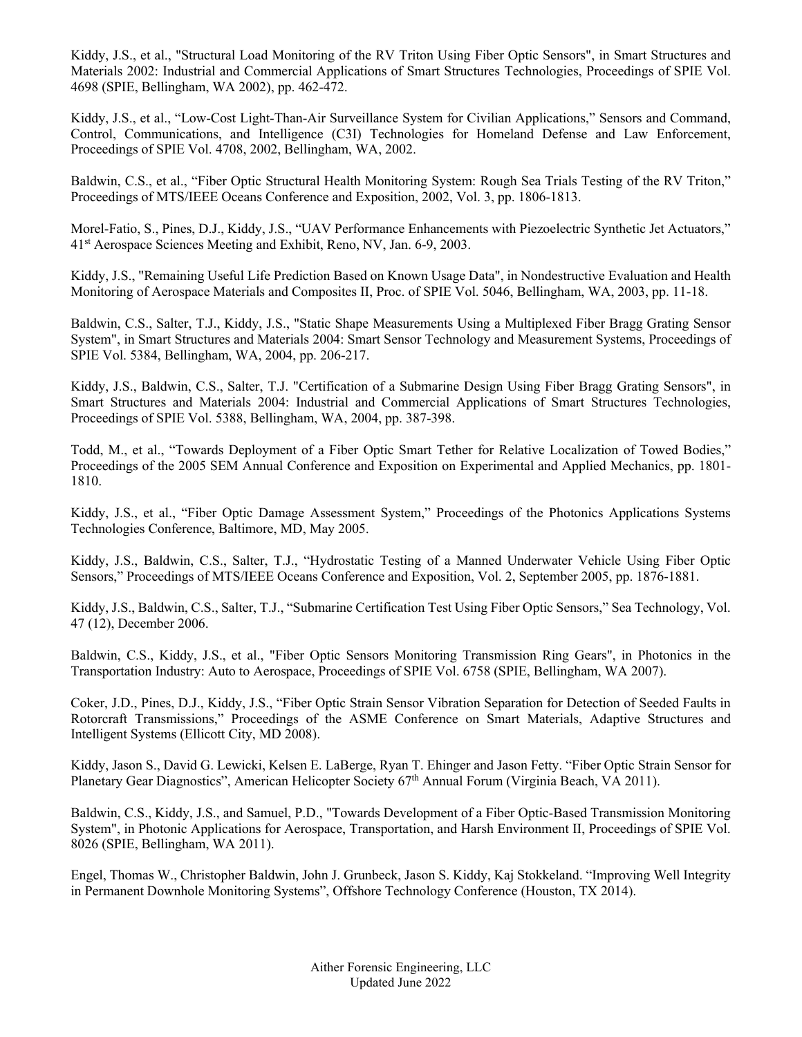Kiddy, J.S., et al., "Structural Load Monitoring of the RV Triton Using Fiber Optic Sensors", in Smart Structures and Materials 2002: Industrial and Commercial Applications of Smart Structures Technologies, Proceedings of SPIE Vol. 4698 (SPIE, Bellingham, WA 2002), pp. 462-472.

Kiddy, J.S., et al., "Low-Cost Light-Than-Air Surveillance System for Civilian Applications," Sensors and Command, Control, Communications, and Intelligence (C3I) Technologies for Homeland Defense and Law Enforcement, Proceedings of SPIE Vol. 4708, 2002, Bellingham, WA, 2002.

Baldwin, C.S., et al., "Fiber Optic Structural Health Monitoring System: Rough Sea Trials Testing of the RV Triton," Proceedings of MTS/IEEE Oceans Conference and Exposition, 2002, Vol. 3, pp. 1806-1813.

Morel-Fatio, S., Pines, D.J., Kiddy, J.S., "UAV Performance Enhancements with Piezoelectric Synthetic Jet Actuators," 41st Aerospace Sciences Meeting and Exhibit, Reno, NV, Jan. 6-9, 2003.

Kiddy, J.S., "Remaining Useful Life Prediction Based on Known Usage Data", in Nondestructive Evaluation and Health Monitoring of Aerospace Materials and Composites II, Proc. of SPIE Vol. 5046, Bellingham, WA, 2003, pp. 11-18.

Baldwin, C.S., Salter, T.J., Kiddy, J.S., "Static Shape Measurements Using a Multiplexed Fiber Bragg Grating Sensor System", in Smart Structures and Materials 2004: Smart Sensor Technology and Measurement Systems, Proceedings of SPIE Vol. 5384, Bellingham, WA, 2004, pp. 206-217.

Kiddy, J.S., Baldwin, C.S., Salter, T.J. "Certification of a Submarine Design Using Fiber Bragg Grating Sensors", in Smart Structures and Materials 2004: Industrial and Commercial Applications of Smart Structures Technologies, Proceedings of SPIE Vol. 5388, Bellingham, WA, 2004, pp. 387-398.

Todd, M., et al., "Towards Deployment of a Fiber Optic Smart Tether for Relative Localization of Towed Bodies," Proceedings of the 2005 SEM Annual Conference and Exposition on Experimental and Applied Mechanics, pp. 1801-1810.

Kiddy, J.S., et al., "Fiber Optic Damage Assessment System," Proceedings of the Photonics Applications Systems Technologies Conference, Baltimore, MD, May 2005.

Kiddy, J.S., Baldwin, C.S., Salter, T.J., "Hydrostatic Testing of a Manned Underwater Vehicle Using Fiber Optic Sensors," Proceedings of MTS/IEEE Oceans Conference and Exposition, Vol. 2, September 2005, pp. 1876-1881.

Kiddy, J.S., Baldwin, C.S., Salter, T.J., "Submarine Certification Test Using Fiber Optic Sensors," Sea Technology, Vol. 47 (12), December 2006.

Baldwin, C.S., Kiddy, J.S., et al., "Fiber Optic Sensors Monitoring Transmission Ring Gears", in Photonics in the Transportation Industry: Auto to Aerospace, Proceedings of SPIE Vol. 6758 (SPIE, Bellingham, WA 2007).

Coker, J.D., Pines, D.J., Kiddy, J.S., "Fiber Optic Strain Sensor Vibration Separation for Detection of Seeded Faults in Rotorcraft Transmissions," Proceedings of the ASME Conference on Smart Materials, Adaptive Structures and Intelligent Systems (Ellicott City, MD 2008).

Kiddy, Jason S., David G. Lewicki, Kelsen E. LaBerge, Ryan T. Ehinger and Jason Fetty. "Fiber Optic Strain Sensor for Planetary Gear Diagnostics", American Helicopter Society 67th Annual Forum (Virginia Beach, VA 2011).

Baldwin, C.S., Kiddy, J.S., and Samuel, P.D., "Towards Development of a Fiber Optic-Based Transmission Monitoring System", in Photonic Applications for Aerospace, Transportation, and Harsh Environment II, Proceedings of SPIE Vol. 8026 (SPIE, Bellingham, WA 2011).

Engel, Thomas W., Christopher Baldwin, John J. Grunbeck, Jason S. Kiddy, Kaj Stokkeland. "Improving Well Integrity in Permanent Downhole Monitoring Systems", Offshore Technology Conference (Houston, TX 2014).